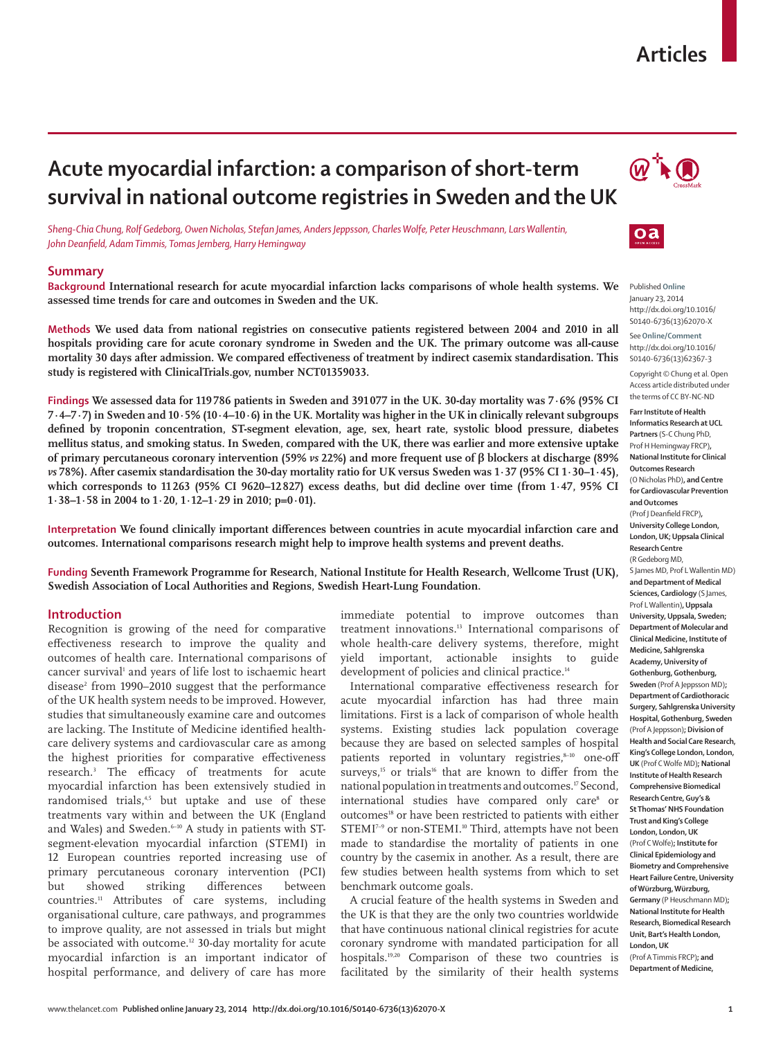# Acute myocardial infarction: a comparison of short-term survival in national outcome registries in Sweden and the UK

*Sheng-Chia Chung, Rolf Gedeborg, Owen Nicholas, Stefan James, Anders Jeppsson, Charles Wolfe, Peter Heuschmann, Lars Wallentin, John Deanfield, Adam Timmis, Tomas Jernberg, Harry Hemingway*

## Summary

**Background** International research for acute myocardial infarction lacks comparisons of whole health systems. We assessed time trends for care and outcomes in Sweden and the UK.

**Methods** We used data from national registries on consecutive patients registered between 2004 and 2010 in all hospitals providing care for acute coronary syndrome in Sweden and the UK. The primary outcome was all-cause mortality 30 days after admission. We compared effectiveness of treatment by indirect casemix standardisation. This study is registered with ClinicalTrials.gov, number NCT01359033.

**Findings** We assessed data for 119 786 patients in Sweden and 391 077 in the UK. 30-day mortality was 7·6% (95% CI 7·4–7·7) in Sweden and 10·5% (10·4–10·6) in the UK. Mortality was higher in the UK in clinically relevant subgroups defined by troponin concentration, ST-segment elevation, age, sex, heart rate, systolic blood pressure, diabetes mellitus status, and smoking status. In Sweden, compared with the UK, there was earlier and more extensive uptake of primary percutaneous coronary intervention (59% *vs* 22%) and more frequent use of β blockers at discharge (89% *vs* 78%). After casemix standardisation the 30-day mortality ratio for UK versus Sweden was 1·37 (95% CI 1·30–1·45), which corresponds to 11 263 (95% CI 9620–12 827) excess deaths, but did decline over time (from 1·47, 95% CI 1·38–1·58 in 2004 to 1·20, 1·12–1·29 in 2010; p=0·01).

**Interpretation** We found clinically important differences between countries in acute myocardial infarction care and outcomes. International comparisons research might help to improve health systems and prevent deaths.

**Funding** Seventh Framework Programme for Research, National Institute for Health Research, Wellcome Trust (UK), Swedish Association of Local Authorities and Regions, Swedish Heart-Lung Foundation.

Published **Online** January 23, 2014 http://dx.doi.org/10.1016/S0140-6736(13)62070-X

See **Online/Comment** http://dx.doi.org/10.1016/S0140-6736(13)62367-3

Copyright © Chung et al. Open Access article distributed under the terms of CC BY-NC-ND

**Farr Institute of Health Informatics Research at UCL Partners** (S-C Chung PhD, Prof H Hemingway FRCP)**, National Institute for Clinical Outcomes Research** (O Nicholas PhD)**, and Centre for Cardiovascular Prevention and Outcomes** (Prof J Deanfield FRCP)**, University College London, London, UK; Uppsala Clinical Research Centre** (R Gedeborg MD, S James MD, Prof L Wallentin MD) **and Department of Medical Sciences, Cardiology** (S James, Prof L Wallentin)**, Uppsala University, Uppsala, Sweden; Department of Molecular and Clinical Medicine, Institute of Medicine, Sahlgrenska Academy, University of Gothenburg, Gothenburg, Sweden** (Prof A Jeppsson MD)**; Department of Cardiothoracic Surgery, Sahlgrenska University Hospital, Gothenburg, Sweden** (Prof A Jeppsson)**; Division of Health and Social Care Research, King's College London, London, UK** (Prof C Wolfe MD)**; National Institute for Health Research Comprehensive Biomedical Research Centre, Guy's & St Thomas' NHS Foundation Trust and King's College London, London, UK** (Prof C Wolfe)**; Institute for Clinical Epidemiology and Biometry and Comprehensive Heart Failure Centre, University of Würzburg, Würzburg, Germany** (P Heuschmann MD)**; National Institute for Health Research, Biomedical Research Unit, Bart's Health London, London, UK** (Prof A Timmis FRCP)**; and Department of Medicine,**

## Introduction

Recognition is growing of the need for comparative effectiveness research to improve the quality and outcomes of health care. International comparisons of cancer survival[1] and years of life lost to ischaemic heart disease[2] from 1990–2010 suggest that the performance of the UK health system needs to be improved. However, studies that simultaneously examine care and outcomes are lacking. The Institute of Medicine identified health-care delivery systems and cardiovascular care as among the highest priorities for comparative effectiveness research.[3] The efficacy of treatments for acute myocardial infarction has been extensively studied in randomised trials,[4,5] but uptake and use of these treatments vary within and between the UK (England and Wales) and Sweden.[6–10] A study in patients with ST-segment-elevation myocardial infarction (STEMI) in 12 European countries reported increasing use of primary percutaneous coronary intervention (PCI) but showed striking differences between countries.[11] Attributes of care systems, including organisational culture, care pathways, and programmes to improve quality, are not assessed in trials but might be associated with outcome.[12] 30-day mortality for acute myocardial infarction is an important indicator of hospital performance, and delivery of care has more immediate potential to improve outcomes than treatment innovations.[13] International comparisons of whole health-care delivery systems, therefore, might yield important, actionable insights to guide development of policies and clinical practice.[14]

International comparative effectiveness research for acute myocardial infarction has had three main limitations. First is a lack of comparison of whole health systems. Existing studies lack population coverage because they are based on selected samples of hospital patients reported in voluntary registries,[8–10] one-off surveys,[15] or trials[16] that are known to differ from the national population in treatments and outcomes.[17] Second, international studies have compared only care[8] or outcomes[18] or have been restricted to patients with either STEMI[7–9] or non-STEMI.[10] Third, attempts have not been made to standardise the mortality of patients in one country by the casemix in another. As a result, there are few studies between health systems from which to set benchmark outcome goals.

A crucial feature of the health systems in Sweden and the UK is that they are the only two countries worldwide that have continuous national clinical registries for acute coronary syndrome with mandated participation for all hospitals.[19,20] Comparison of these two countries is facilitated by the similarity of their health systems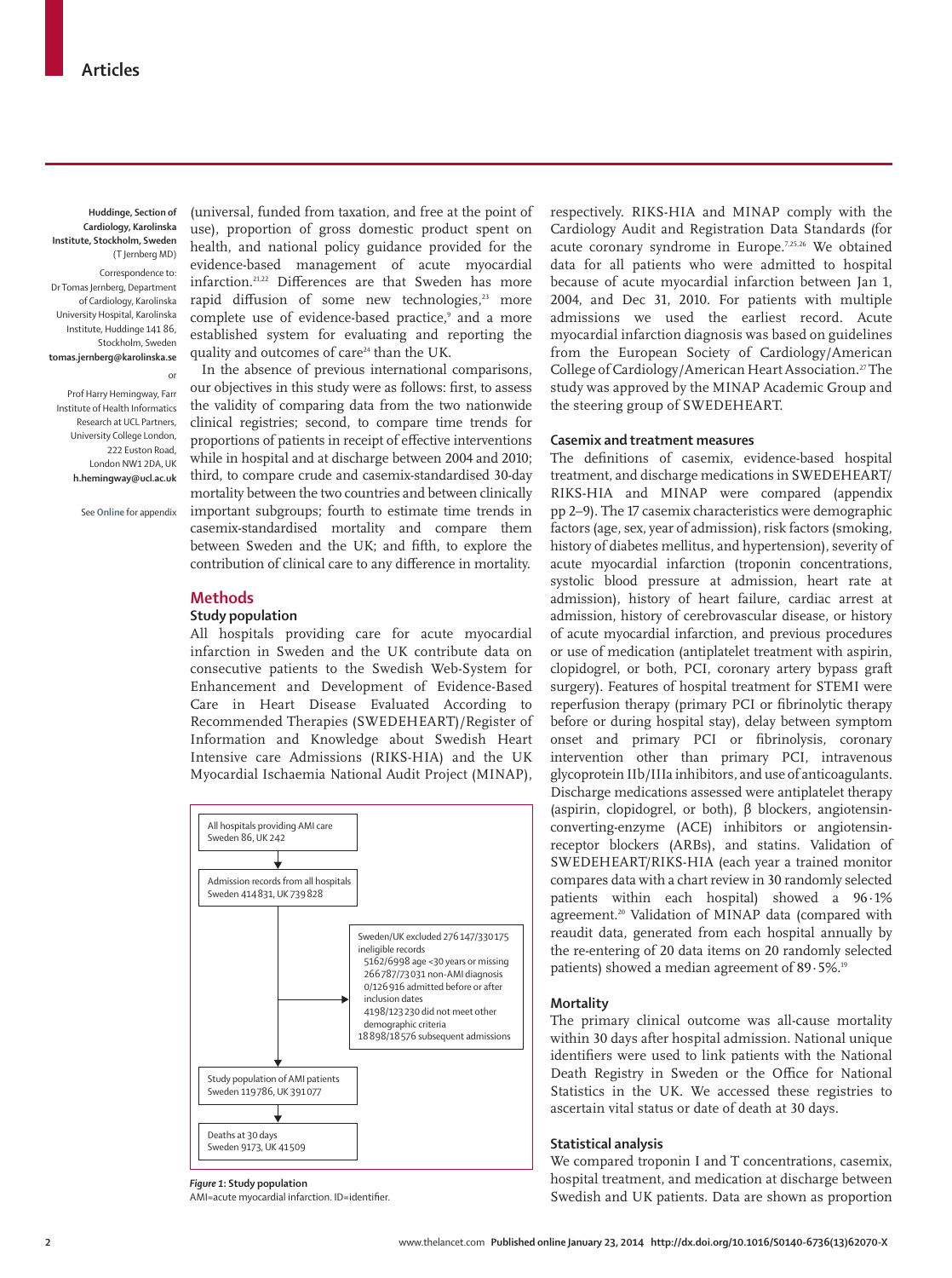Huddinge, Section of Cardiology, Karolinska Institute, Stockholm, Sweden (T Jernberg MD)

Correspondence to: Dr Tomas Jernberg, Department of Cardiology, Karolinska University Hospital, Karolinska Institute, Huddinge 141 86, Stockholm, Sweden **tomas.jernberg@karolinska.se**

or

Prof Harry Hemingway, Farr Institute of Health Informatics Research at UCL Partners, University College London, 222 Euston Road, London NW1 2DA, UK **h.hemingway@ucl.ac.uk**

See **Online** for appendix

(universal, funded from taxation, and free at the point of use), proportion of gross domestic product spent on health, and national policy guidance provided for the evidence-based management of acute myocardial infarction.[21,22] Differences are that Sweden has more rapid diffusion of some new technologies,[23] more complete use of evidence-based practice,[9] and a more established system for evaluating and reporting the quality and outcomes of care[24] than the UK.

In the absence of previous international comparisons, our objectives in this study were as follows: first, to assess the validity of comparing data from the two nationwide clinical registries; second, to compare time trends for proportions of patients in receipt of effective interventions while in hospital and at discharge between 2004 and 2010; third, to compare crude and casemix-standardised 30-day mortality between the two countries and between clinically important subgroups; fourth to estimate time trends in casemix-standardised mortality and compare them between Sweden and the UK; and fifth, to explore the contribution of clinical care to any difference in mortality.

## Methods

### Study population

All hospitals providing care for acute myocardial infarction in Sweden and the UK contribute data on consecutive patients to the Swedish Web-System for Enhancement and Development of Evidence-Based Care in Heart Disease Evaluated According to Recommended Therapies (SWEDEHEART)/Register of Information and Knowledge about Swedish Heart Intensive care Admissions (RIKS-HIA) and the UK Myocardial Ischaemia National Audit Project (MINAP), respectively. RIKS-HIA and MINAP comply with the Cardiology Audit and Registration Data Standards (for acute coronary syndrome in Europe.[7,25,26] We obtained data for all patients who were admitted to hospital because of acute myocardial infarction between Jan 1, 2004, and Dec 31, 2010. For patients with multiple admissions we used the earliest record. Acute myocardial infarction diagnosis was based on guidelines from the European Society of Cardiology/American College of Cardiology/American Heart Association.[27] The study was approved by the MINAP Academic Group and the steering group of SWEDEHEART.

All hospitals providing AMI care
Sweden 86, UK 242

Admission records from all hospitals
Sweden 414 831, UK 739 828

Sweden/UK excluded 276 147/330 175 ineligible records
- 5162/6998 age <30 years or missing
- 266 787/73 031 non-AMI diagnosis
- 0/126 916 admitted before or after inclusion dates
- 4198/123 230 did not meet other demographic criteria
- 18 898/18 576 subsequent admissions

Study population of AMI patients
Sweden 119 786, UK 391 077

Deaths at 30 days
Sweden 9173, UK 41 509

*Figure 1*: **Study population**
AMI=acute myocardial infarction. ID=identifier.

### Casemix and treatment measures

The definitions of casemix, evidence-based hospital treatment, and discharge medications in SWEDEHEART/RIKS-HIA and MINAP were compared (appendix pp 2–9). The 17 casemix characteristics were demographic factors (age, sex, year of admission), risk factors (smoking, history of diabetes mellitus, and hypertension), severity of acute myocardial infarction (troponin concentrations, systolic blood pressure at admission, heart rate at admission), history of heart failure, cardiac arrest at admission, history of cerebrovascular disease, or history of acute myocardial infarction, and previous procedures or use of medication (antiplatelet treatment with aspirin, clopidogrel, or both, PCI, coronary artery bypass graft surgery). Features of hospital treatment for STEMI were reperfusion therapy (primary PCI or fibrinolytic therapy before or during hospital stay), delay between symptom onset and primary PCI or fibrinolysis, coronary intervention other than primary PCI, intravenous glycoprotein IIb/IIIa inhibitors, and use of anticoagulants. Discharge medications assessed were antiplatelet therapy (aspirin, clopidogrel, or both), β blockers, angiotensin-converting-enzyme (ACE) inhibitors or angiotensin-receptor blockers (ARBs), and statins. Validation of SWEDEHEART/RIKS-HIA (each year a trained monitor compares data with a chart review in 30 randomly selected patients within each hospital) showed a 96·1% agreement.[20] Validation of MINAP data (compared with reaudit data, generated from each hospital annually by the re-entering of 20 data items on 20 randomly selected patients) showed a median agreement of 89·5%.[19]

### Mortality

The primary clinical outcome was all-cause mortality within 30 days after hospital admission. National unique identifiers were used to link patients with the National Death Registry in Sweden or the Office for National Statistics in the UK. We accessed these registries to ascertain vital status or date of death at 30 days.

### Statistical analysis

We compared troponin I and T concentrations, casemix, hospital treatment, and medication at discharge between Swedish and UK patients. Data are shown as proportion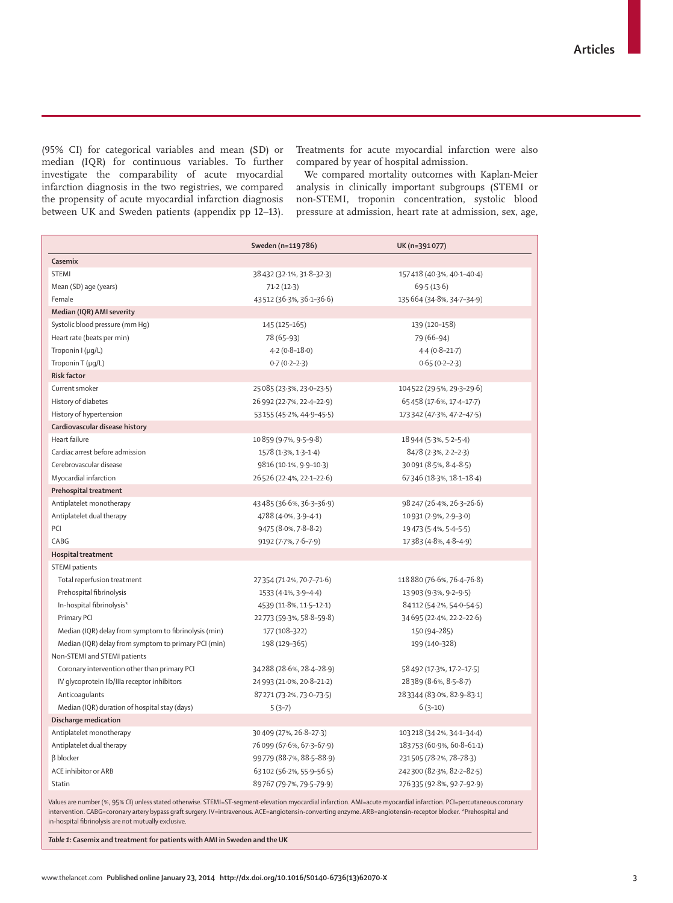(95% CI) for categorical variables and mean (SD) or median (IQR) for continuous variables. To further investigate the comparability of acute myocardial infarction diagnosis in the two registries, we compared the propensity of acute myocardial infarction diagnosis between UK and Sweden patients (appendix pp 12–13). Treatments for acute myocardial infarction were also compared by year of hospital admission.

We compared mortality outcomes with Kaplan-Meier analysis in clinically important subgroups (STEMI or non-STEMI, troponin concentration, systolic blood pressure at admission, heart rate at admission, sex, age,

| | Sweden (n=119 786) | UK (n=391 077) |
|---|---|---|
| **Casemix** | | |
| STEMI | 38 432 (32·1%, 31·8–32·3) | 157 418 (40·3%, 40·1–40·4) |
| Mean (SD) age (years) | 71·2 (12·3) | 69·5 (13·6) |
| Female | 43 512 (36·3%, 36·1–36·6) | 135 664 (34·8%, 34·7–34·9) |
| **Median (IQR) AMI severity** | | |
| Systolic blood pressure (mm Hg) | 145 (125–165) | 139 (120–158) |
| Heart rate (beats per min) | 78 (65–93) | 79 (66–94) |
| Troponin I (μg/L) | 4·2 (0·8–18·0) | 4·4 (0·8–21·7) |
| Troponin T (μg/L) | 0·7 (0·2–2·3) | 0·65 (0·2–2·3) |
| **Risk factor** | | |
| Current smoker | 25 085 (23·3%, 23·0–23·5) | 104 522 (29·5%, 29·3–29·6) |
| History of diabetes | 26 992 (22·7%, 22·4–22·9) | 65 458 (17·6%, 17·4–17·7) |
| History of hypertension | 53 155 (45·2%, 44·9–45·5) | 173 342 (47·3%, 47·2–47·5) |
| **Cardiovascular disease history** | | |
| Heart failure | 10 859 (9·7%, 9·5–9·8) | 18 944 (5·3%, 5·2–5·4) |
| Cardiac arrest before admission | 1578 (1·3%, 1·3–1·4) | 8478 (2·3%, 2·2–2·3) |
| Cerebrovascular disease | 9816 (10·1%, 9·9–10·3) | 30 091 (8·5%, 8·4–8·5) |
| Myocardial infarction | 26 526 (22·4%, 22·1–22·6) | 67 346 (18·3%, 18·1–18·4) |
| **Prehospital treatment** | | |
| Antiplatelet monotherapy | 43 485 (36·6%, 36·3–36·9) | 98 247 (26·4%, 26·3–26·6) |
| Antiplatelet dual therapy | 4788 (4·0%, 3·9–4·1) | 10 931 (2·9%, 2·9–3·0) |
| PCI | 9475 (8·0%, 7·8–8·2) | 19 473 (5·4%, 5·4–5·5) |
| CABG | 9192 (7·7%, 7·6–7·9) | 17 383 (4·8%, 4·8–4·9) |
| **Hospital treatment** | | |
| STEMI patients | | |
| Total reperfusion treatment | 27 354 (71·2%, 70·7–71·6) | 118 880 (76·6%, 76·4–76·8) |
| Prehospital fibrinolysis | 1533 (4·1%, 3·9–4·4) | 13 903 (9·3%, 9·2–9·5) |
| In-hospital fibrinolysis* | 4539 (11·8%, 11·5–12·1) | 84 112 (54·2%, 54·0–54·5) |
| Primary PCI | 22 773 (59·3%, 58·8–59·8) | 34 695 (22·4%, 22·2–22·6) |
| Median (IQR) delay from symptom to fibrinolysis (min) | 177 (108–322) | 150 (94–285) |
| Median (IQR) delay from symptom to primary PCI (min) | 198 (129–365) | 199 (140–328) |
| Non-STEMI and STEMI patients | | |
| Coronary intervention other than primary PCI | 34 288 (28·6%, 28·4–28·9) | 58 492 (17·3%, 17·2–17·5) |
| IV glycoprotein IIb/IIIa receptor inhibitors | 24 993 (21·0%, 20·8–21·2) | 28 389 (8·6%, 8·5–8·7) |
| Anticoagulants | 87 271 (73·2%, 73·0–73·5) | 283 344 (83·0%, 82·9–83·1) |
| Median (IQR) duration of hospital stay (days) | 5 (3–7) | 6 (3–10) |
| **Discharge medication** | | |
| Antiplatelet monotherapy | 30 409 (27%, 26·8–27·3) | 103 218 (34·2%, 34·1–34·4) |
| Antiplatelet dual therapy | 76 099 (67·6%, 67·3–67·9) | 183 753 (60·9%, 60·8–61·1) |
| β blocker | 99 779 (88·7%, 88·5–88·9) | 231 505 (78·2%, 78–78·3) |
| ACE inhibitor or ARB | 63 102 (56·2%, 55·9–56·5) | 242 300 (82·3%, 82·2–82·5) |
| Statin | 89 767 (79·7%, 79·5–79·9) | 276 335 (92·8%, 92·7–92·9) |

Values are number (%, 95% CI) unless stated otherwise. STEMI=ST-segment-elevation myocardial infarction. AMI=acute myocardial infarction. PCI=percutaneous coronary intervention. CABG=coronary artery bypass graft surgery. IV=intravenous. ACE=angiotensin-converting enzyme. ARB=angiotensin-receptor blocker. *Prehospital and in-hospital fibrinolysis are not mutually exclusive.

*Table 1:* **Casemix and treatment for patients with AMI in Sweden and the UK**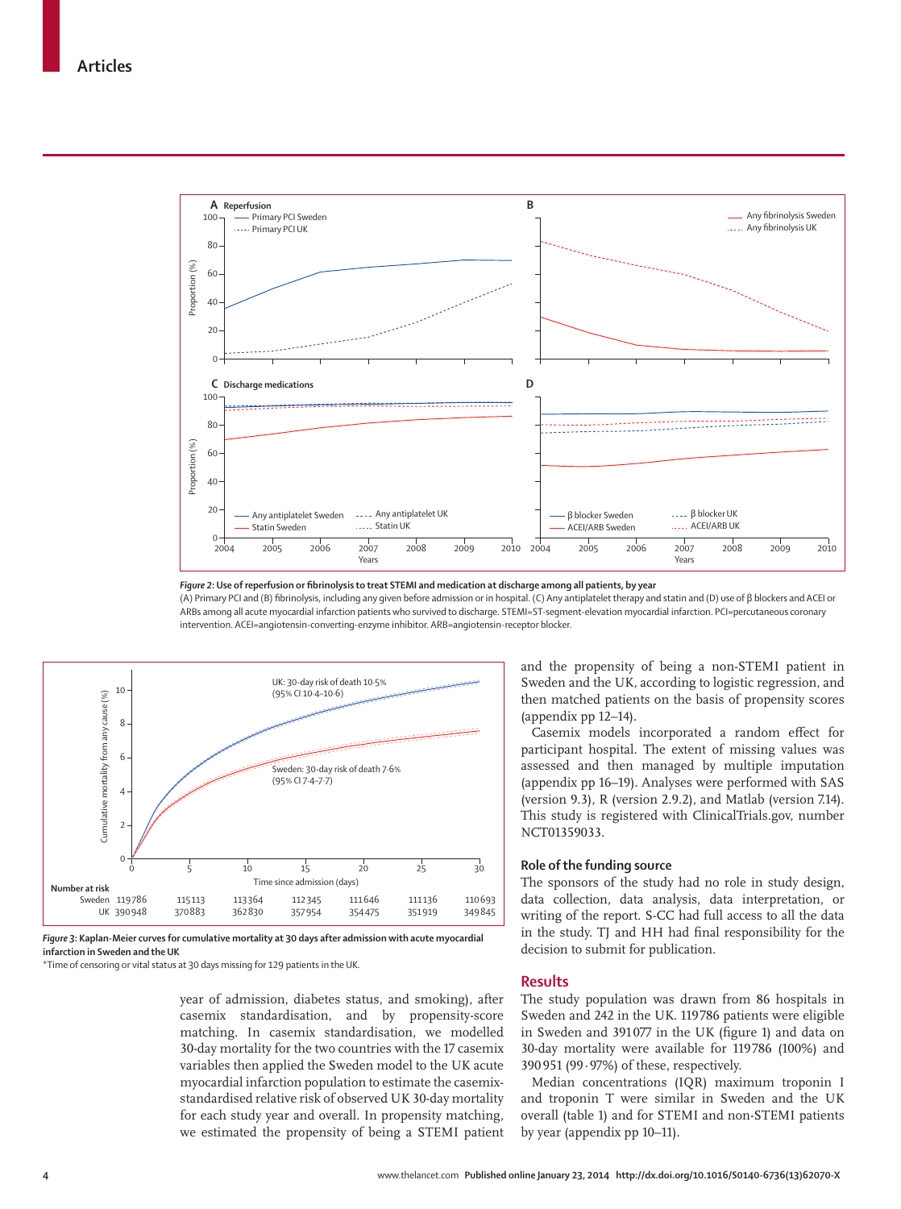*Figure 2*: **Use of reperfusion or fibrinolysis to treat STEMI and medication at discharge among all patients, by year**

(A) Primary PCI and (B) fibrinolysis, including any given before admission or in hospital. (C) Any antiplatelet therapy and statin and (D) use of β blockers and ACEI or ARBs among all acute myocardial infarction patients who survived to discharge. STEMI=ST-segment-elevation myocardial infarction. PCI=percutaneous coronary intervention. ACEI=angiotensin-converting-enzyme inhibitor. ARB=angiotensin-receptor blocker.

*Figure 3*: **Kaplan-Meier curves for cumulative mortality at 30 days after admission with acute myocardial infarction in Sweden and the UK**

*Time of censoring or vital status at 30 days missing for 129 patients in the UK.

year of admission, diabetes status, and smoking), after casemix standardisation, and by propensity-score matching. In casemix standardisation, we modelled 30-day mortality for the two countries with the 17 casemix variables then applied the Sweden model to the UK acute myocardial infarction population to estimate the casemix-standardised relative risk of observed UK 30-day mortality for each study year and overall. In propensity matching, we estimated the propensity of being a STEMI patient and the propensity of being a non-STEMI patient in Sweden and the UK, according to logistic regression, and then matched patients on the basis of propensity scores (appendix pp 12–14).

Casemix models incorporated a random effect for participant hospital. The extent of missing values was assessed and then managed by multiple imputation (appendix pp 16–19). Analyses were performed with SAS (version 9.3), R (version 2.9.2), and Matlab (version 7.14). This study is registered with ClinicalTrials.gov, number NCT01359033.

### Role of the funding source

The sponsors of the study had no role in study design, data collection, data analysis, data interpretation, or writing of the report. S-CC had full access to all the data in the study. TJ and HH had final responsibility for the decision to submit for publication.

## Results

The study population was drawn from 86 hospitals in Sweden and 242 in the UK. 119 786 patients were eligible in Sweden and 391 077 in the UK (figure 1) and data on 30-day mortality were available for 119 786 (100%) and 390 951 (99·97%) of these, respectively.

Median concentrations (IQR) maximum troponin I and troponin T were similar in Sweden and the UK overall (table 1) and for STEMI and non-STEMI patients by year (appendix pp 10–11).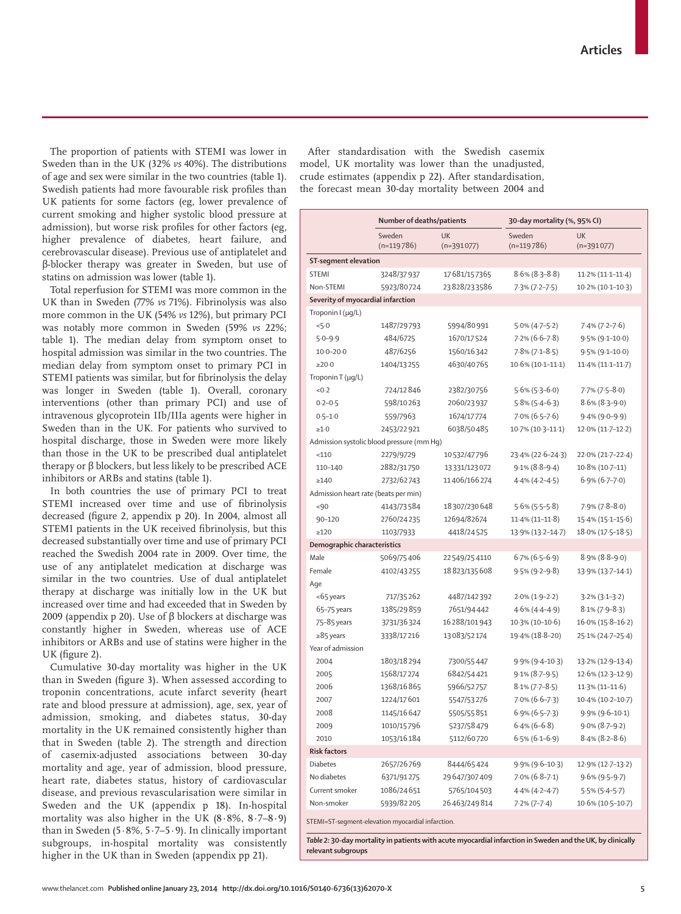The proportion of patients with STEMI was lower in Sweden than in the UK (32% *vs* 40%). The distributions of age and sex were similar in the two countries (table 1). Swedish patients had more favourable risk profiles than UK patients for some factors (eg, lower prevalence of current smoking and higher systolic blood pressure at admission), but worse risk profiles for other factors (eg, higher prevalence of diabetes, heart failure, and cerebrovascular disease). Previous use of antiplatelet and β-blocker therapy was greater in Sweden, but use of statins on admission was lower (table 1).

Total reperfusion for STEMI was more common in the UK than in Sweden (77% *vs* 71%). Fibrinolysis was also more common in the UK (54% *vs* 12%), but primary PCI was notably more common in Sweden (59% *vs* 22%; table 1). The median delay from symptom onset to hospital admission was similar in the two countries. The median delay from symptom onset to primary PCI in STEMI patients was similar, but for fibrinolysis the delay was longer in Sweden (table 1). Overall, coronary interventions (other than primary PCI) and use of intravenous glycoprotein IIb/IIIa agents were higher in Sweden than in the UK. For patients who survived to hospital discharge, those in Sweden were more likely than those in the UK to be prescribed dual antiplatelet therapy or β blockers, but less likely to be prescribed ACE inhibitors or ARBs and statins (table 1).

In both countries the use of primary PCI to treat STEMI increased over time and use of fibrinolysis decreased (figure 2, appendix p 20). In 2004, almost all STEMI patients in the UK received fibrinolysis, but this decreased substantially over time and use of primary PCI reached the Swedish 2004 rate in 2009. Over time, the use of any antiplatelet medication at discharge was similar in the two countries. Use of dual antiplatelet therapy at discharge was initially low in the UK but increased over time and had exceeded that in Sweden by 2009 (appendix p 20). Use of β blockers at discharge was constantly higher in Sweden, whereas use of ACE inhibitors or ARBs and use of statins were higher in the UK (figure 2).

Cumulative 30-day mortality was higher in the UK than in Sweden (figure 3). When assessed according to troponin concentrations, acute infarct severity (heart rate and blood pressure at admission), age, sex, year of admission, smoking, and diabetes status, 30-day mortality in the UK remained consistently higher than that in Sweden (table 2). The strength and direction of casemix-adjusted associations between 30-day mortality and age, year of admission, blood pressure, heart rate, diabetes status, history of cardiovascular disease, and previous revascularisation were similar in Sweden and the UK (appendix p 18). In-hospital mortality was also higher in the UK (8·8%, 8·7–8·9) than in Sweden (5·8%, 5·7–5·9). In clinically important subgroups, in-hospital mortality was consistently higher in the UK than in Sweden (appendix pp 21).

After standardisation with the Swedish casemix model, UK mortality was lower than the unadjusted, crude estimates (appendix p 22). After standardisation, the forecast mean 30-day mortality between 2004 and

| | Number of deaths/patients | | 30-day mortality (%, 95% CI) | |
|---|---|---|---|---|
| | Sweden (n=119 786) | UK (n=391 077) | Sweden (n=119 786) | UK (n=391 077) |
| **ST-segment elevation** | | | | |
| STEMI | 3248/37 937 | 17 681/157 365 | 8·6% (8·3–8·8) | 11·2% (11·1–11·4) |
| Non-STEMI | 5923/80 724 | 23 828/233 586 | 7·3% (7·2–7·5) | 10·2% (10·1–10·3) |
| **Severity of myocardial infarction** | | | | |
| Troponin I (μg/L) | | | | |
| <5·0 | 1487/29 793 | 5994/80 991 | 5·0% (4·7–5·2) | 7·4% (7·2–7·6) |
| 5·0–9·9 | 484/6725 | 1670/17 524 | 7·2% (6·6–7·8) | 9·5% (9·1–10·0) |
| 10·0–20·0 | 487/6256 | 1560/16 342 | 7·8% (7·1–8·5) | 9·5% (9·1–10·0) |
| ≥20·0 | 1404/13 255 | 4630/40 765 | 10·6% (10·1–11·1) | 11·4% (11·1–11·7) |
| Troponin T (μg/L) | | | | |
| <0·2 | 724/12 846 | 2382/30 756 | 5·6% (5·3–6·0) | 7·7% (7·5–8·0) |
| 0·2–0·5 | 598/10 263 | 2060/23 937 | 5·8% (5·4–6·3) | 8·6% (8·3–9·0) |
| 0·5–1·0 | 559/7963 | 1674/17 774 | 7·0% (6·5–7·6) | 9·4% (9·0–9·9) |
| ≥1·0 | 2453/22 921 | 6038/50 485 | 10·7% (10·3–11·1) | 12·0% (11·7–12·2) |
| Admission systolic blood pressure (mm Hg) | | | | |
| <110 | 2279/9729 | 10 532/47 796 | 23·4% (22·6–24·3) | 22·0% (21·7–22·4) |
| 110–140 | 2882/31 750 | 13 331/123 072 | 9·1% (8·8–9·4) | 10·8% (10·7–11) |
| ≥140 | 2732/62 743 | 11 406/166 274 | 4·4% (4·2–4·5) | 6·9% (6·7–7·0) |
| Admission heart rate (beats per min) | | | | |
| <90 | 4143/73 584 | 18 307/230 648 | 5·6% (5·5–5·8) | 7·9% (7·8–8·0) |
| 90–120 | 2760/24 235 | 12694/82674 | 11·4% (11–11·8) | 15·4% (15·1–15·6) |
| ≥120 | 1103/7933 | 4418/24 525 | 13·9% (13·2–14·7) | 18·0% (17·5–18·5) |
| **Demographic characteristics** | | | | |
| Male | 5069/75 406 | 22 549/254 110 | 6·7% (6·5–6·9) | 8·9% (8·8–9·0) |
| Female | 4102/43 255 | 18 823/135 608 | 9·5% (9·2–9·8) | 13·9% (13·7–14·1) |
| Age | | | | |
| <65 years | 717/35 262 | 4487/142 392 | 2·0% (1·9–2·2) | 3·2% (3·1–3·2) |
| 65–75 years | 1385/29 859 | 7651/94 442 | 4·6% (4·4–4·9) | 8·1% (7·9–8·3) |
| 75–85 years | 3731/36 324 | 16 288/101 943 | 10·3% (10–10·6) | 16·0% (15·8–16·2) |
| ≥85 years | 3338/17 216 | 13 083/52 174 | 19·4% (18·8–20) | 25·1% (24·7–25·4) |
| Year of admission | | | | |
| 2004 | 1803/18 294 | 7300/55 447 | 9·9% (9·4–10·3) | 13·2% (12·9–13·4) |
| 2005 | 1568/17 274 | 6842/54 421 | 9·1% (8·7–9·5) | 12·6% (12·3–12·9) |
| 2006 | 1368/16 865 | 5966/52 757 | 8·1% (7·7–8·5) | 11·3% (11–11·6) |
| 2007 | 1224/17 601 | 5547/53 276 | 7·0% (6·6–7·3) | 10·4% (10·2–10·7) |
| 2008 | 1145/16 647 | 5505/55 851 | 6·9% (6·5–7·3) | 9·9% (9·6–10·1) |
| 2009 | 1010/15 796 | 5237/58 479 | 6·4% (6–6·8) | 9·0% (8·7–9·2) |
| 2010 | 1053/16 184 | 5112/60 720 | 6·5% (6·1–6·9) | 8·4% (8·2–8·6) |
| **Risk factors** | | | | |
| Diabetes | 2657/26 769 | 8444/65 424 | 9·9% (9·6–10·3) | 12·9% (12·7–13·2) |
| No diabetes | 6371/91 275 | 29 647/307 409 | 7·0% (6·8–7·1) | 9·6% (9·5–9·7) |
| Current smoker | 1086/24 651 | 5765/104 503 | 4·4% (4·2–4·7) | 5·5% (5·4–5·7) |
| Non-smoker | 5939/82 205 | 26 463/249 814 | 7·2% (7–7·4) | 10·6% (10·5–10·7) |

STEMI=ST-segment-elevation myocardial infarction.

*Table 2:* **30-day mortality in patients with acute myocardial infarction in Sweden and the UK, by clinically relevant subgroups**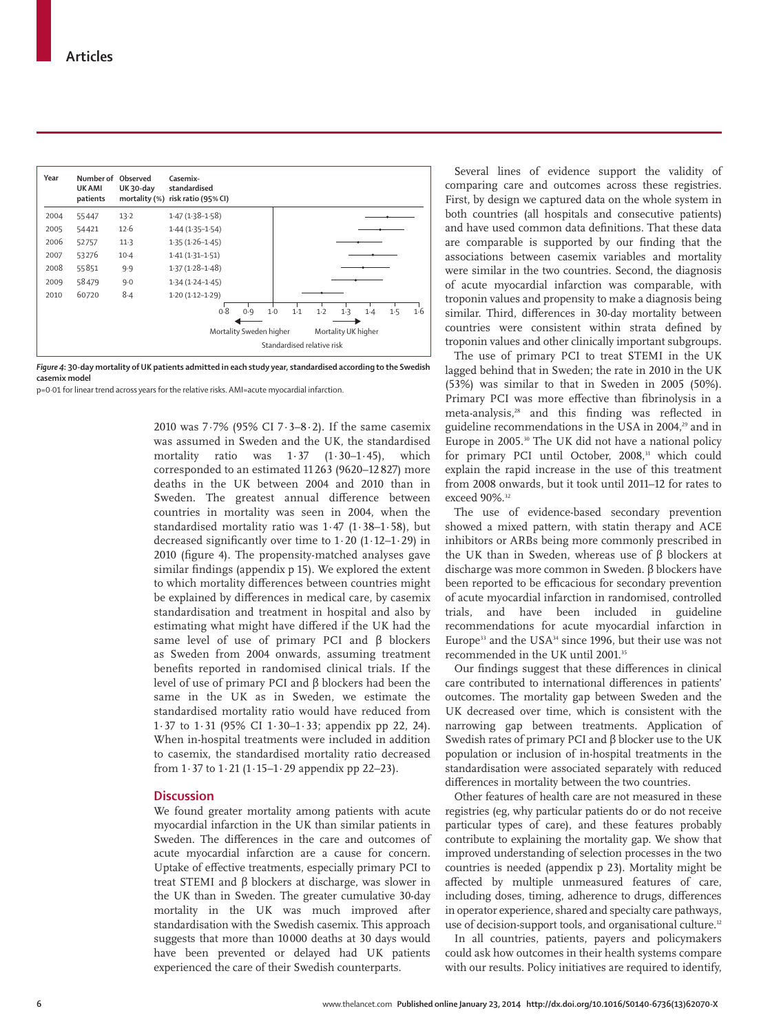| Year | Number of UK AMI patients | Observed UK 30-day mortality (%) | Casemix-standardised risk ratio (95% CI) |
|---|---|---|---|
| 2004 | 55447 | 13·2 | 1·47 (1·38–1·58) |
| 2005 | 54421 | 12·6 | 1·44 (1·35–1·54) |
| 2006 | 52757 | 11·3 | 1·35 (1·26–1·45) |
| 2007 | 53276 | 10·4 | 1·41 (1·31–1·51) |
| 2008 | 55851 | 9·9 | 1·37 (1·28–1·48) |
| 2009 | 58479 | 9·0 | 1·34 (1·24–1·45) |
| 2010 | 60720 | 8·4 | 1·20 (1·12–1·29) |

*Figure 4*: **30-day mortality of UK patients admitted in each study year, standardised according to the Swedish casemix model**

p=0·01 for linear trend across years for the relative risks. AMI=acute myocardial infarction.

2010 was 7·7% (95% CI 7·3–8·2). If the same casemix was assumed in Sweden and the UK, the standardised mortality ratio was 1·37 (1·30–1·45), which corresponded to an estimated 11 263 (9620–12 827) more deaths in the UK between 2004 and 2010 than in Sweden. The greatest annual difference between countries in mortality was seen in 2004, when the standardised mortality ratio was 1·47 (1·38–1·58), but decreased significantly over time to 1·20 (1·12–1·29) in 2010 (figure 4). The propensity-matched analyses gave similar findings (appendix p 15). We explored the extent to which mortality differences between countries might be explained by differences in medical care, by casemix standardisation and treatment in hospital and also by estimating what might have differed if the UK had the same level of use of primary PCI and β blockers as Sweden from 2004 onwards, assuming treatment benefits reported in randomised clinical trials. If the level of use of primary PCI and β blockers had been the same in the UK as in Sweden, we estimate the standardised mortality ratio would have reduced from 1·37 to 1·31 (95% CI 1·30–1·33; appendix pp 22, 24). When in-hospital treatments were included in addition to casemix, the standardised mortality ratio decreased from 1·37 to 1·21 (1·15–1·29 appendix pp 22–23).

## Discussion

We found greater mortality among patients with acute myocardial infarction in the UK than similar patients in Sweden. The differences in the care and outcomes of acute myocardial infarction are a cause for concern. Uptake of effective treatments, especially primary PCI to treat STEMI and β blockers at discharge, was slower in the UK than in Sweden. The greater cumulative 30-day mortality in the UK was much improved after standardisation with the Swedish casemix. This approach suggests that more than 10 000 deaths at 30 days would have been prevented or delayed had UK patients experienced the care of their Swedish counterparts.

Several lines of evidence support the validity of comparing care and outcomes across these registries. First, by design we captured data on the whole system in both countries (all hospitals and consecutive patients) and have used common data definitions. That these data are comparable is supported by our finding that the associations between casemix variables and mortality were similar in the two countries. Second, the diagnosis of acute myocardial infarction was comparable, with troponin values and propensity to make a diagnosis being similar. Third, differences in 30-day mortality between countries were consistent within strata defined by troponin values and other clinically important subgroups.

The use of primary PCI to treat STEMI in the UK lagged behind that in Sweden; the rate in 2010 in the UK (53%) was similar to that in Sweden in 2005 (50%). Primary PCI was more effective than fibrinolysis in a meta-analysis,[28] and this finding was reflected in guideline recommendations in the USA in 2004,[29] and in Europe in 2005.[30] The UK did not have a national policy for primary PCI until October, 2008,[31] which could explain the rapid increase in the use of this treatment from 2008 onwards, but it took until 2011–12 for rates to exceed 90%.[32]

The use of evidence-based secondary prevention showed a mixed pattern, with statin therapy and ACE inhibitors or ARBs being more commonly prescribed in the UK than in Sweden, whereas use of β blockers at discharge was more common in Sweden. β blockers have been reported to be efficacious for secondary prevention of acute myocardial infarction in randomised, controlled trials, and have been included in guideline recommendations for acute myocardial infarction in Europe[33] and the USA[34] since 1996, but their use was not recommended in the UK until 2001.[35]

Our findings suggest that these differences in clinical care contributed to international differences in patients' outcomes. The mortality gap between Sweden and the UK decreased over time, which is consistent with the narrowing gap between treatments. Application of Swedish rates of primary PCI and β blocker use to the UK population or inclusion of in-hospital treatments in the standardisation were associated separately with reduced differences in mortality between the two countries.

Other features of health care are not measured in these registries (eg, why particular patients do or do not receive particular types of care), and these features probably contribute to explaining the mortality gap. We show that improved understanding of selection processes in the two countries is needed (appendix p 23). Mortality might be affected by multiple unmeasured features of care, including doses, timing, adherence to drugs, differences in operator experience, shared and specialty care pathways, use of decision-support tools, and organisational culture.[12]

In all countries, patients, payers and policymakers could ask how outcomes in their health systems compare with our results. Policy initiatives are required to identify,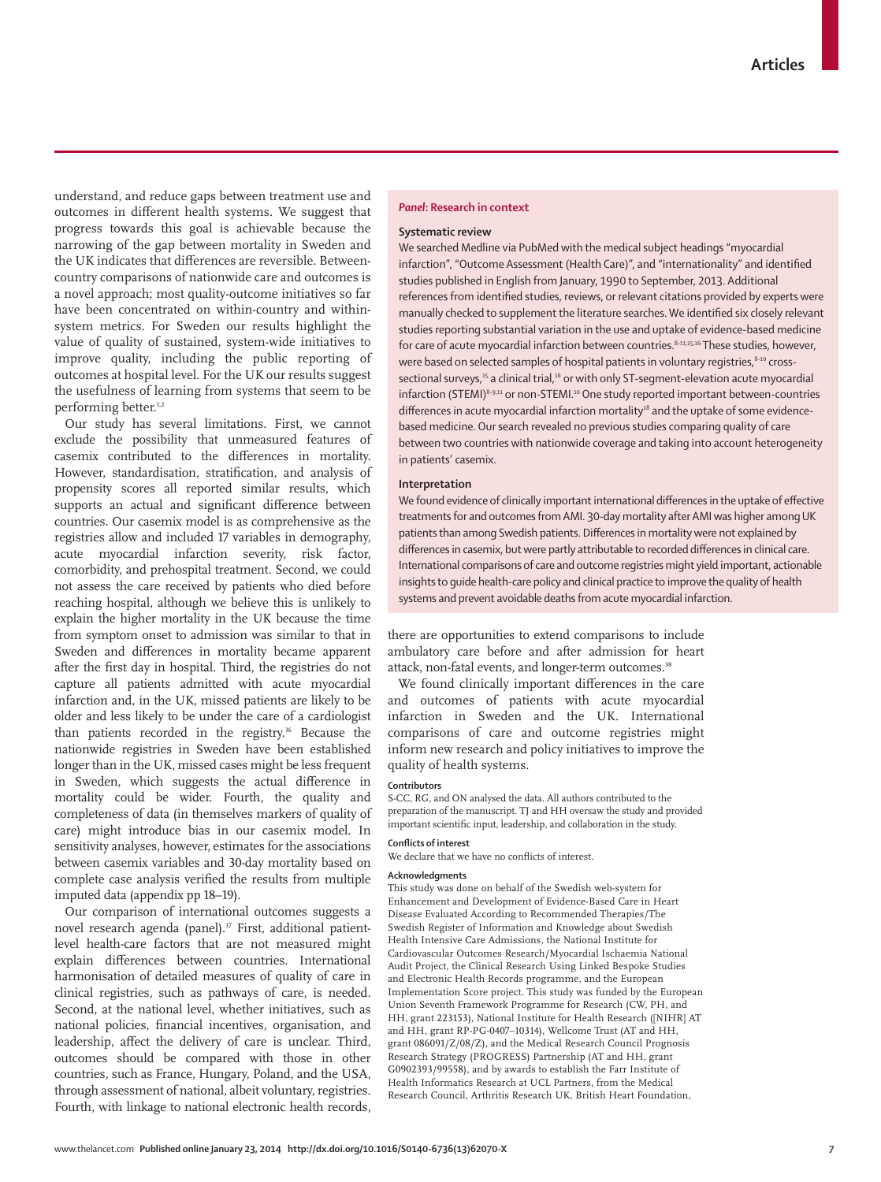understand, and reduce gaps between treatment use and outcomes in different health systems. We suggest that progress towards this goal is achievable because the narrowing of the gap between mortality in Sweden and the UK indicates that differences are reversible. Between-country comparisons of nationwide care and outcomes is a novel approach; most quality-outcome initiatives so far have been concentrated on within-country and within-system metrics. For Sweden our results highlight the value of quality of sustained, system-wide initiatives to improve quality, including the public reporting of outcomes at hospital level. For the UK our results suggest the usefulness of learning from systems that seem to be performing better.[1,2]

Our study has several limitations. First, we cannot exclude the possibility that unmeasured features of casemix contributed to the differences in mortality. However, standardisation, stratification, and analysis of propensity scores all reported similar results, which supports an actual and significant difference between countries. Our casemix model is as comprehensive as the registries allow and included 17 variables in demography, acute myocardial infarction severity, risk factor, comorbidity, and prehospital treatment. Second, we could not assess the care received by patients who died before reaching hospital, although we believe this is unlikely to explain the higher mortality in the UK because the time from symptom onset to admission was similar to that in Sweden and differences in mortality became apparent after the first day in hospital. Third, the registries do not capture all patients admitted with acute myocardial infarction and, in the UK, missed patients are likely to be older and less likely to be under the care of a cardiologist than patients recorded in the registry.[36] Because the nationwide registries in Sweden have been established longer than in the UK, missed cases might be less frequent in Sweden, which suggests the actual difference in mortality could be wider. Fourth, the quality and completeness of data (in themselves markers of quality of care) might introduce bias in our casemix model. In sensitivity analyses, however, estimates for the associations between casemix variables and 30-day mortality based on complete case analysis verified the results from multiple imputed data (appendix pp 18–19).

Our comparison of international outcomes suggests a novel research agenda (panel).[37] First, additional patient-level health-care factors that are not measured might explain differences between countries. International harmonisation of detailed measures of quality of care in clinical registries, such as pathways of care, is needed. Second, at the national level, whether initiatives, such as national policies, financial incentives, organisation, and leadership, affect the delivery of care is unclear. Third, outcomes should be compared with those in other countries, such as France, Hungary, Poland, and the USA, through assessment of national, albeit voluntary, registries. Fourth, with linkage to national electronic health records, there are opportunities to extend comparisons to include ambulatory care before and after admission for heart attack, non-fatal events, and longer-term outcomes.[38]

We found clinically important differences in the care and outcomes of patients with acute myocardial infarction in Sweden and the UK. International comparisons of care and outcome registries might inform new research and policy initiatives to improve the quality of health systems.

## *Panel*: Research in context

### Systematic review

We searched Medline via PubMed with the medical subject headings "myocardial infarction", "Outcome Assessment (Health Care)", and "internationality" and identified studies published in English from January, 1990 to September, 2013. Additional references from identified studies, reviews, or relevant citations provided by experts were manually checked to supplement the literature searches. We identified six closely relevant studies reporting substantial variation in the use and uptake of evidence-based medicine for care of acute myocardial infarction between countries.[8–11,15,16] These studies, however, were based on selected samples of hospital patients in voluntary registries,[8–10] cross-sectional surveys,[15] a clinical trial,[16] or with only ST-segment-elevation acute myocardial infarction (STEMI)[8–9,11] or non-STEMI.[10] One study reported important between-countries differences in acute myocardial infarction mortality[18] and the uptake of some evidence-based medicine. Our search revealed no previous studies comparing quality of care between two countries with nationwide coverage and taking into account heterogeneity in patients' casemix.

### Interpretation

We found evidence of clinically important international differences in the uptake of effective treatments for and outcomes from AMI. 30-day mortality after AMI was higher among UK patients than among Swedish patients. Differences in mortality were not explained by differences in casemix, but were partly attributable to recorded differences in clinical care. International comparisons of care and outcome registries might yield important, actionable insights to guide health-care policy and clinical practice to improve the quality of health systems and prevent avoidable deaths from acute myocardial infarction.

#### Contributors

S-CC, RG, and ON analysed the data. All authors contributed to the preparation of the manuscript. TJ and HH oversaw the study and provided important scientific input, leadership, and collaboration in the study.

#### Conflicts of interest

We declare that we have no conflicts of interest.

#### Acknowledgments

This study was done on behalf of the Swedish web-system for Enhancement and Development of Evidence-Based Care in Heart Disease Evaluated According to Recommended Therapies/The Swedish Register of Information and Knowledge about Swedish Health Intensive Care Admissions, the National Institute for Cardiovascular Outcomes Research/Myocardial Ischaemia National Audit Project, the Clinical Research Using Linked Bespoke Studies and Electronic Health Records programme, and the European Implementation Score project. This study was funded by the European Union Seventh Framework Programme for Research (CW, PH, and HH, grant 223153), National Institute for Health Research ([NIHR] AT and HH, grant RP-PG-0407–10314), Wellcome Trust (AT and HH, grant 086091/Z/08/Z), and the Medical Research Council Prognosis Research Strategy (PROGRESS) Partnership (AT and HH, grant G0902393/99558), and by awards to establish the Farr Institute of Health Informatics Research at UCL Partners, from the Medical Research Council, Arthritis Research UK, British Heart Foundation,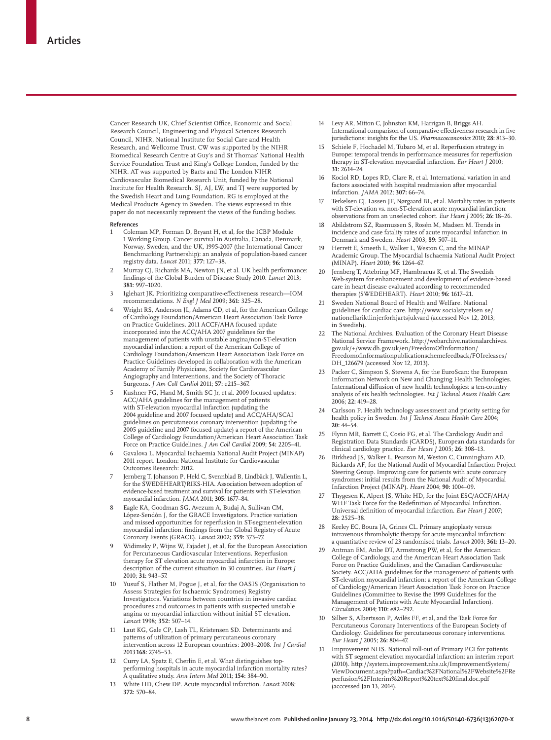Cancer Research UK, Chief Scientist Office, Economic and Social Research Council, Engineering and Physical Sciences Research Council, NIHR, National Institute for Social Care and Health Research, and Wellcome Trust. CW was supported by the NIHR Biomedical Research Centre at Guy's and St Thomas' National Health Service Foundation Trust and King's College London, funded by the NIHR. AT was supported by Barts and The London NIHR Cardiovascular Biomedical Research Unit, funded by the National Institute for Health Research. SJ, AJ, LW, and TJ were supported by the Swedish Heart and Lung Foundation. RG is employed at the Medical Products Agency in Sweden. The views expressed in this paper do not necessarily represent the views of the funding bodies.

**References**

1. Coleman MP, Forman D, Bryant H, et al, for the ICBP Module 1 Working Group. Cancer survival in Australia, Canada, Denmark, Norway, Sweden, and the UK, 1995-2007 (the International Cancer Benchmarking Partnership): an analysis of population-based cancer registry data. *Lancet* 2011; **377:** 127–38.
2. Murray CJ, Richards MA, Newton JN, et al. UK health performance: findings of the Global Burden of Disease Study 2010. *Lancet* 2013; **381:** 997–1020.
3. Iglehart JK. Prioritizing comparative-effectiveness research—IOM recommendations. *N Engl J Med* 2009; **361:** 325–28.
4. Wright RS, Anderson JL, Adams CD, et al, for the American College of Cardiology Foundation/American Heart Association Task Force on Practice Guidelines. 2011 ACCF/AHA focused update incorporated into the ACC/AHA 2007 guidelines for the management of patients with unstable angina/non-ST-elevation myocardial infarction: a report of the American College of Cardiology Foundation/American Heart Association Task Force on Practice Guidelines developed in collaboration with the American Academy of Family Physicians, Society for Cardiovascular Angiography and Interventions, and the Society of Thoracic Surgeons. *J Am Coll Cardiol* 2011; **57:** e215–367.
5. Kushner FG, Hand M, Smith SC Jr, et al. 2009 focused updates: ACC/AHA guidelines for the management of patients with ST-elevation myocardial infarction (updating the 2004 guideline and 2007 focused update) and ACC/AHA/SCAI guidelines on percutaneous coronary intervention (updating the 2005 guideline and 2007 focused update) a report of the American College of Cardiology Foundation/American Heart Association Task Force on Practice Guidelines. *J Am Coll Cardiol* 2009; **54:** 2205–41.
6. Gavalova L. Myocardial Ischaemia National Audit Project (MINAP) 2011 report. London: National Institute for Cardiovascular Outcomes Research: 2012.
7. Jernberg T, Johanson P, Held C, Svennblad B, Lindbäck J, Wallentin L, for the SWEDEHEART/RIKS-HIA. Association between adoption of evidence-based treatment and survival for patients with ST-elevation myocardial infarction. *JAMA* 2011; **305:** 1677–84.
8. Eagle KA, Goodman SG, Avezum A, Budaj A, Sullivan CM, López-Sendón J, for the GRACE Investigators. Practice variation and missed opportunities for reperfusion in ST-segment-elevation myocardial infarction: findings from the Global Registry of Acute Coronary Events (GRACE). *Lancet* 2002; **359:** 373–77.
9. Widimsky P, Wijns W, Fajadet J, et al, for the European Association for Percutaneous Cardiovascular Interventions. Reperfusion therapy for ST elevation acute myocardial infarction in Europe: description of the current situation in 30 countries. *Eur Heart J* 2010; **31:** 943–57.
10. Yusuf S, Flather M, Pogue J, et al, for the OASIS (Organisation to Assess Strategies for Ischaemic Syndromes) Registry Investigators. Variations between countries in invasive cardiac procedures and outcomes in patients with suspected unstable angina or myocardial infarction without initial ST elevation. *Lancet* 1998; **352:** 507–14.
11. Laut KG, Gale CP, Lash TL, Kristensen SD. Determinants and patterns of utilization of primary percutaneous coronary intervention across 12 European countries: 2003–2008. *Int J Cardiol* 2013 **168:** 2745–53.
12. Curry LA, Spatz E, Cherlin E, et al. What distinguishes top-performing hospitals in acute myocardial infarction mortality rates? A qualitative study. *Ann Intern Med* 2011; **154:** 384–90.
13. White HD, Chew DP. Acute myocardial infarction. *Lancet* 2008; **372:** 570–84.
14. Levy AR, Mitton C, Johnston KM, Harrigan B, Briggs AH. International comparison of comparative effectiveness research in five jurisdictions: insights for the US. *Pharmacoeconomics* 2010; **28:** 813–30.
15. Schiele F, Hochadel M, Tubaro M, et al. Reperfusion strategy in Europe: temporal trends in performance measures for reperfusion therapy in ST-elevation myocardial infarction. *Eur Heart J* 2010; **31:** 2614–24.
16. Kociol RD, Lopes RD, Clare R, et al. International variation in and factors associated with hospital readmission after myocardial infarction. *JAMA* 2012; **307:** 66–74.
17. Terkelsen CJ, Lassen JF, Nørgaard BL, et al. Mortality rates in patients with ST-elevation vs. non-ST-elevation acute myocardial infarction: observations from an unselected cohort. *Eur Heart J* 2005; **26:** 18–26.
18. Abildstrom SZ, Rasmussen S, Rosén M, Madsen M. Trends in incidence and case fatality rates of acute myocardial infarction in Denmark and Sweden. *Heart* 2003; **89:** 507–11.
19. Herrett E, Smeeth L, Walker L, Weston C, and the MINAP Academic Group. The Myocardial Ischaemia National Audit Project (MINAP). *Heart* 2010; **96:** 1264–67.
20. Jernberg T, Attebring MF, Hambraeus K, et al. The Swedish Web-system for enhancement and development of evidence-based care in heart disease evaluated according to recommended therapies (SWEDEHEART). *Heart* 2010; **96:** 1617–21.
21. Sweden National Board of Health and Welfare. National guidelines for cardiac care. http://www socialstyrelsen se/nationellariktlinjerforhjartsjukvard (accessed Nov 12, 2013; in Swedish).
22. The National Archives. Evaluation of the Coronary Heart Disease National Service Framework. http://webarchive.nationalarchives.gov.uk/+/www.dh.gov.uk/en/FreedomOfInformation/Freedomofinformationpublicationschemefeedback/FOIreleases/DH_126679 (accessed Nov 12, 2013).
23. Packer C, Simpson S, Stevens A, for the EuroScan: the European Information Network on New and Changing Health Technologies. International diffusion of new health technologies: a ten-country analysis of six health technologies. *Int J Technol Assess Health Care* 2006; **22:** 419–28.
24. Carlsson P. Health technology assessment and priority setting for health policy in Sweden. *Int J Technol Assess Health Care* 2004; **20:** 44–54.
25. Flynn MR, Barrett C, Cosío FG, et al. The Cardiology Audit and Registration Data Standards (CARDS), European data standards for clinical cardiology practice. *Eur Heart J* 2005; **26:** 308–13.
26. Birkhead JS, Walker L, Pearson M, Weston C, Cunningham AD, Rickards AF, for the National Audit of Myocardial Infarction Project Steering Group. Improving care for patients with acute coronary syndromes: initial results from the National Audit of Myocardial Infarction Project (MINAP). *Heart* 2004; **90:** 1004–09.
27. Thygesen K, Alpert JS, White HD, for the Joint ESC/ACCF/AHA/WHF Task Force for the Redefinition of Myocardial Infarction. Universal definition of myocardial infarction. *Eur Heart J* 2007; **28:** 2525–38.
28. Keeley EC, Boura JA, Grines CL. Primary angioplasty versus intravenous thrombolytic therapy for acute myocardial infarction: a quantitative review of 23 randomised trials. *Lancet* 2003; **361:** 13–20.
29. Antman EM, Anbe DT, Armstrong PW, et al, for the American College of Cardiology, and the American Heart Association Task Force on Practice Guidelines, and the Canadian Cardiovascular Society. ACC/AHA guidelines for the management of patients with ST-elevation myocardial infarction: a report of the American College of Cardiology/American Heart Association Task Force on Practice Guidelines (Committee to Revise the 1999 Guidelines for the Management of Patients with Acute Myocardial Infarction). *Circulation* 2004; **110:** e82–292.
30. Silber S, Albertsson P, Avilés FF, et al, and the Task Force for Percutaneous Coronary Interventions of the European Society of Cardiology. Guidelines for percutaneous coronary interventions. *Eur Heart J* 2005; **26:** 804–47.
31. Improvement NHS. National roll-out of Primary PCI for patients with ST segment elevation myocardial infarction: an interim report (2010). http://system.improvement.nhs.uk/ImprovementSystem/ViewDocument.aspx?path=Cardiac%2FNational%2FWebsite%2FReperfusion%2FInterim%20Report%20text%20final.doc.pdf (acccessed Jan 13, 2014).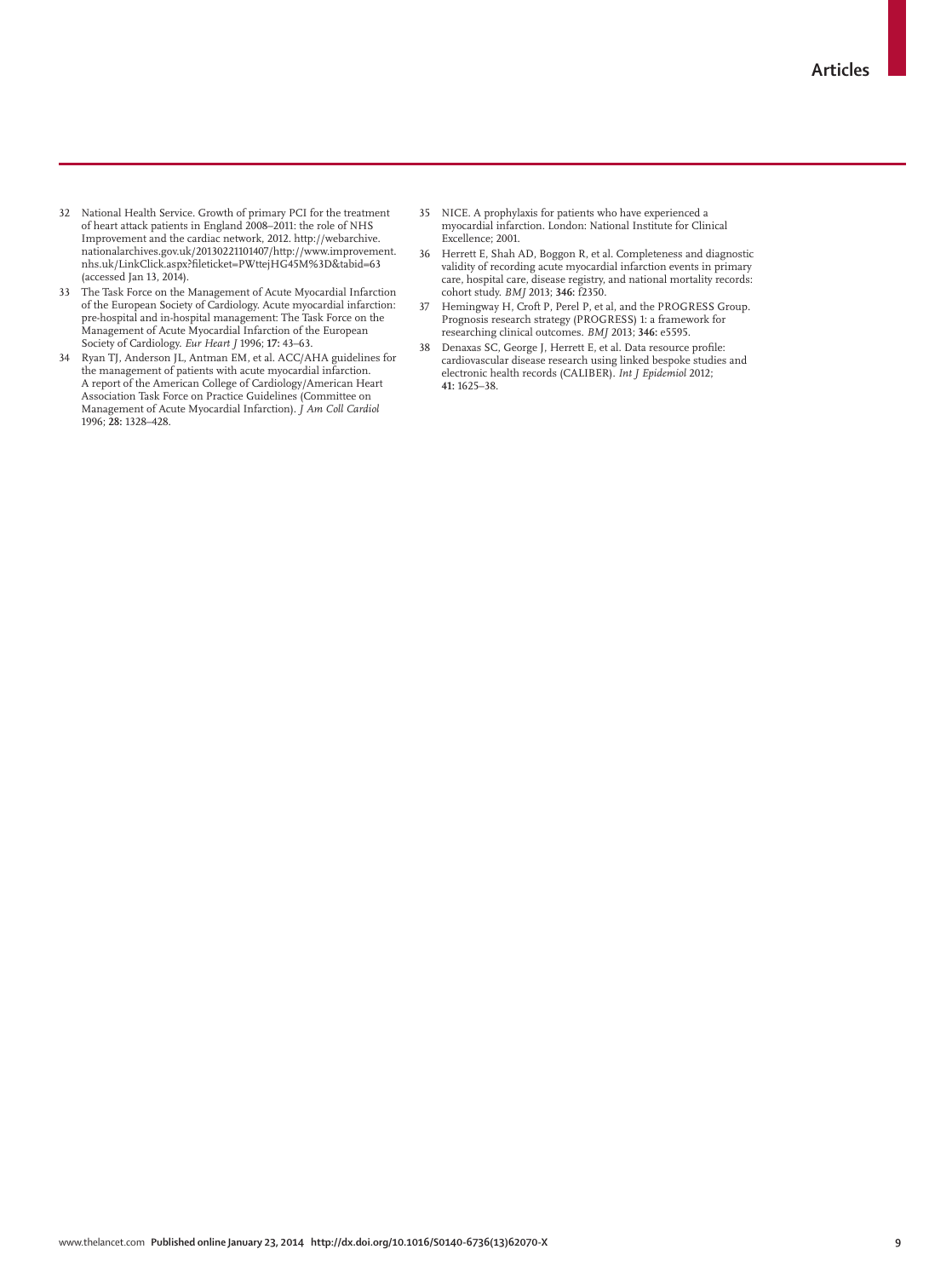32 National Health Service. Growth of primary PCI for the treatment of heart attack patients in England 2008–2011: the role of NHS Improvement and the cardiac network, 2012. http://webarchive.nationalarchives.gov.uk/20130221101407/http://www.improvement.nhs.uk/LinkClick.aspx?fileticket=PWttejHG45M%3D&tabid=63 (accessed Jan 13, 2014).

33 The Task Force on the Management of Acute Myocardial Infarction of the European Society of Cardiology. Acute myocardial infarction: pre-hospital and in-hospital management: The Task Force on the Management of Acute Myocardial Infarction of the European Society of Cardiology. *Eur Heart J* 1996; **17:** 43–63.

34 Ryan TJ, Anderson JL, Antman EM, et al. ACC/AHA guidelines for the management of patients with acute myocardial infarction. A report of the American College of Cardiology/American Heart Association Task Force on Practice Guidelines (Committee on Management of Acute Myocardial Infarction). *J Am Coll Cardiol* 1996; **28:** 1328–428.

35 NICE. A prophylaxis for patients who have experienced a myocardial infarction. London: National Institute for Clinical Excellence; 2001.

36 Herrett E, Shah AD, Boggon R, et al. Completeness and diagnostic validity of recording acute myocardial infarction events in primary care, hospital care, disease registry, and national mortality records: cohort study. *BMJ* 2013; **346:** f2350.

37 Hemingway H, Croft P, Perel P, et al, and the PROGRESS Group. Prognosis research strategy (PROGRESS) 1: a framework for researching clinical outcomes. *BMJ* 2013; **346:** e5595.

38 Denaxas SC, George J, Herrett E, et al. Data resource profile: cardiovascular disease research using linked bespoke studies and electronic health records (CALIBER). *Int J Epidemiol* 2012; **41:** 1625–38.